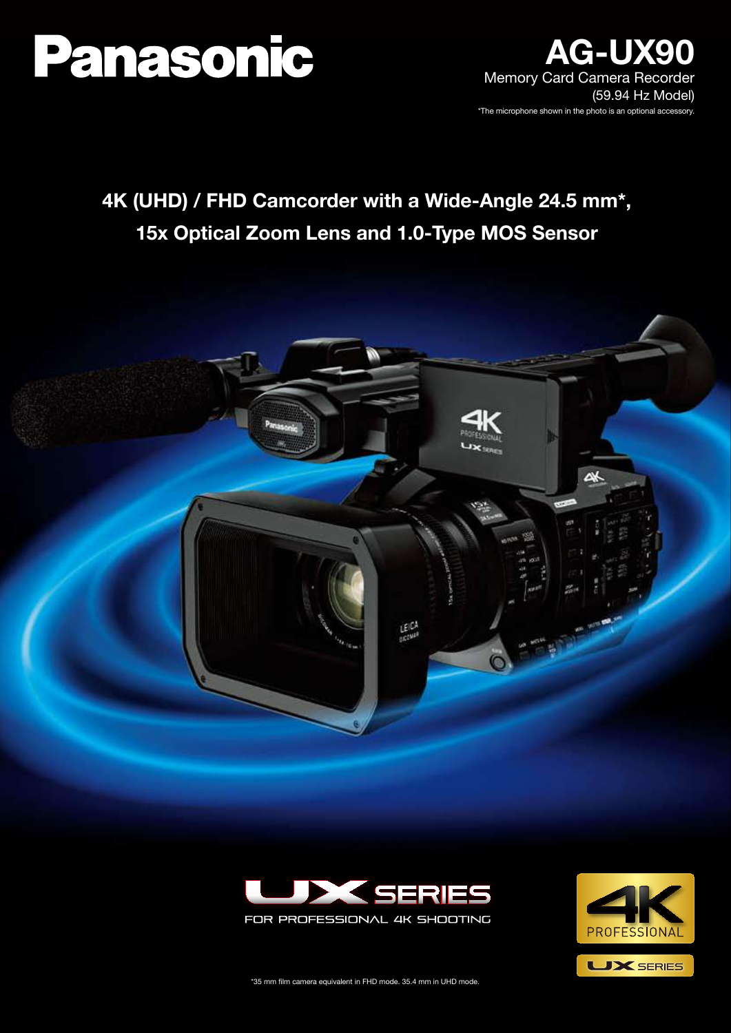# Panasonic

## AG-UX90

Memory Card Camera Recorder

(59.94 Hz Model)

*The microphone shown in the photo is an optional accessory.

## 4K (UHD) / FHD Camcorder with a Wide-Angle 24.5 mm*, 15x Optical Zoom Lens and 1.0-Type MOS Sensor

UX SERIES

FOR PROFESSIONAL 4K SHOOTING

4K PROFESSIONAL

UX SERIES

*35 mm film camera equivalent in FHD mode. 35.4 mm in UHD mode.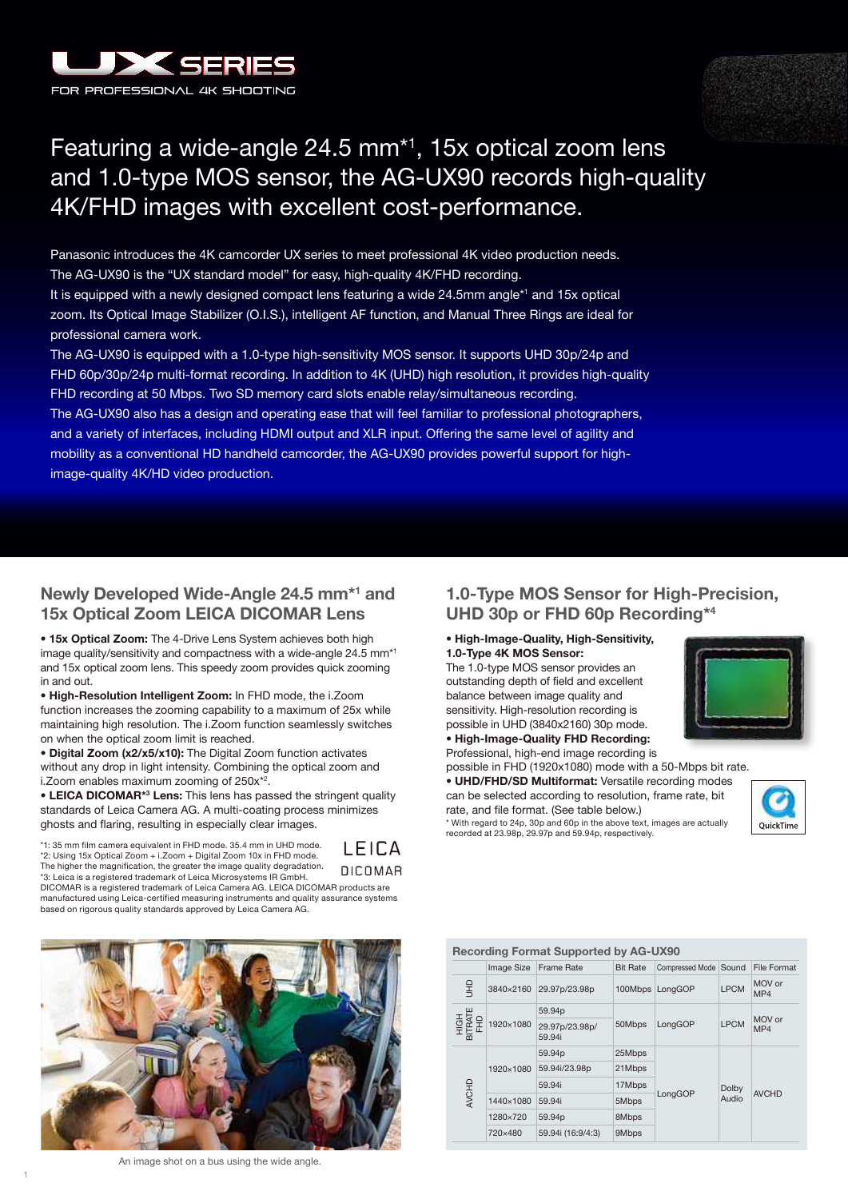# UX SERIES

FOR PROFESSIONAL 4K SHOOTING

## Featuring a wide-angle 24.5 mm*1, 15x optical zoom lens and 1.0-type MOS sensor, the AG-UX90 records high-quality 4K/FHD images with excellent cost-performance.

Panasonic introduces the 4K camcorder UX series to meet professional 4K video production needs.
The AG-UX90 is the "UX standard model" for easy, high-quality 4K/FHD recording.
It is equipped with a newly designed compact lens featuring a wide 24.5mm angle*1 and 15x optical zoom. Its Optical Image Stabilizer (O.I.S.), intelligent AF function, and Manual Three Rings are ideal for professional camera work.
The AG-UX90 is equipped with a 1.0-type high-sensitivity MOS sensor. It supports UHD 30p/24p and FHD 60p/30p/24p multi-format recording. In addition to 4K (UHD) high resolution, it provides high-quality FHD recording at 50 Mbps. Two SD memory card slots enable relay/simultaneous recording.
The AG-UX90 also has a design and operating ease that will feel familiar to professional photographers, and a variety of interfaces, including HDMI output and XLR input. Offering the same level of agility and mobility as a conventional HD handheld camcorder, the AG-UX90 provides powerful support for high-image-quality 4K/HD video production.

## Newly Developed Wide-Angle 24.5 mm*1 and 15x Optical Zoom LEICA DICOMAR Lens

- **15x Optical Zoom:** The 4-Drive Lens System achieves both high image quality/sensitivity and compactness with a wide-angle 24.5 mm*1 and 15x optical zoom lens. This speedy zoom provides quick zooming in and out.
- **High-Resolution Intelligent Zoom:** In FHD mode, the i.Zoom function increases the zooming capability to a maximum of 25x while maintaining high resolution. The i.Zoom function seamlessly switches on when the optical zoom limit is reached.
- **Digital Zoom (x2/x5/x10):** The Digital Zoom function activates without any drop in light intensity. Combining the optical zoom and i.Zoom enables maximum zooming of 250x*2.
- **LEICA DICOMAR*3 Lens:** This lens has passed the stringent quality standards of Leica Camera AG. A multi-coating process minimizes ghosts and flaring, resulting in especially clear images.

*1: 35 mm film camera equivalent in FHD mode. 35.4 mm in UHD mode.
*2: Using 15x Optical Zoom + i.Zoom + Digital Zoom 10x in FHD mode. The higher the magnification, the greater the image quality degradation.
*3: Leica is a registered trademark of Leica Microsystems IR GmbH.
DICOMAR is a registered trademark of Leica Camera AG. LEICA DICOMAR products are manufactured using Leica-certified measuring instruments and quality assurance systems based on rigorous quality standards approved by Leica Camera AG.

LEICA DICOMAR

An image shot on a bus using the wide angle.

## 1.0-Type MOS Sensor for High-Precision, UHD 30p or FHD 60p Recording*4

- **High-Image-Quality, High-Sensitivity, 1.0-Type 4K MOS Sensor:** The 1.0-type MOS sensor provides an outstanding depth of field and excellent balance between image quality and sensitivity. High-resolution recording is possible in UHD (3840x2160) 30p mode.
- **High-Image-Quality FHD Recording:** Professional, high-end image recording is possible in FHD (1920x1080) mode with a 50-Mbps bit rate.
- **UHD/FHD/SD Multiformat:** Versatile recording modes can be selected according to resolution, frame rate, bit rate, and file format. (See table below.)

* With regard to 24p, 30p and 60p in the above text, images are actually recorded at 23.98p, 29.97p and 59.94p, respectively.

QuickTime

**Recording Format Supported by AG-UX90**

| | Image Size | Frame Rate | Bit Rate | Compressed Mode | Sound | File Format |
|---|---|---|---|---|---|---|
| UHD | 3840×2160 | 29.97p/23.98p | 100Mbps | LongGOP | LPCM | MOV or MP4 |
| HIGH BITRATE FHD | 1920×1080 | 59.94p | 50Mbps | LongGOP | LPCM | MOV or MP4 |
| | | 29.97p/23.98p/59.94i | | | | |
| AVCHD | 1920×1080 | 59.94p | 25Mbps | LongGOP | Dolby Audio | AVCHD |
| | | 59.94i/23.98p | 21Mbps | | | |
| | | 59.94i | 17Mbps | | | |
| | 1440×1080 | 59.94i | 5Mbps | | | |
| | 1280×720 | 59.94p | 8Mbps | | | |
| | 720×480 | 59.94i (16:9/4:3) | 9Mbps | | | |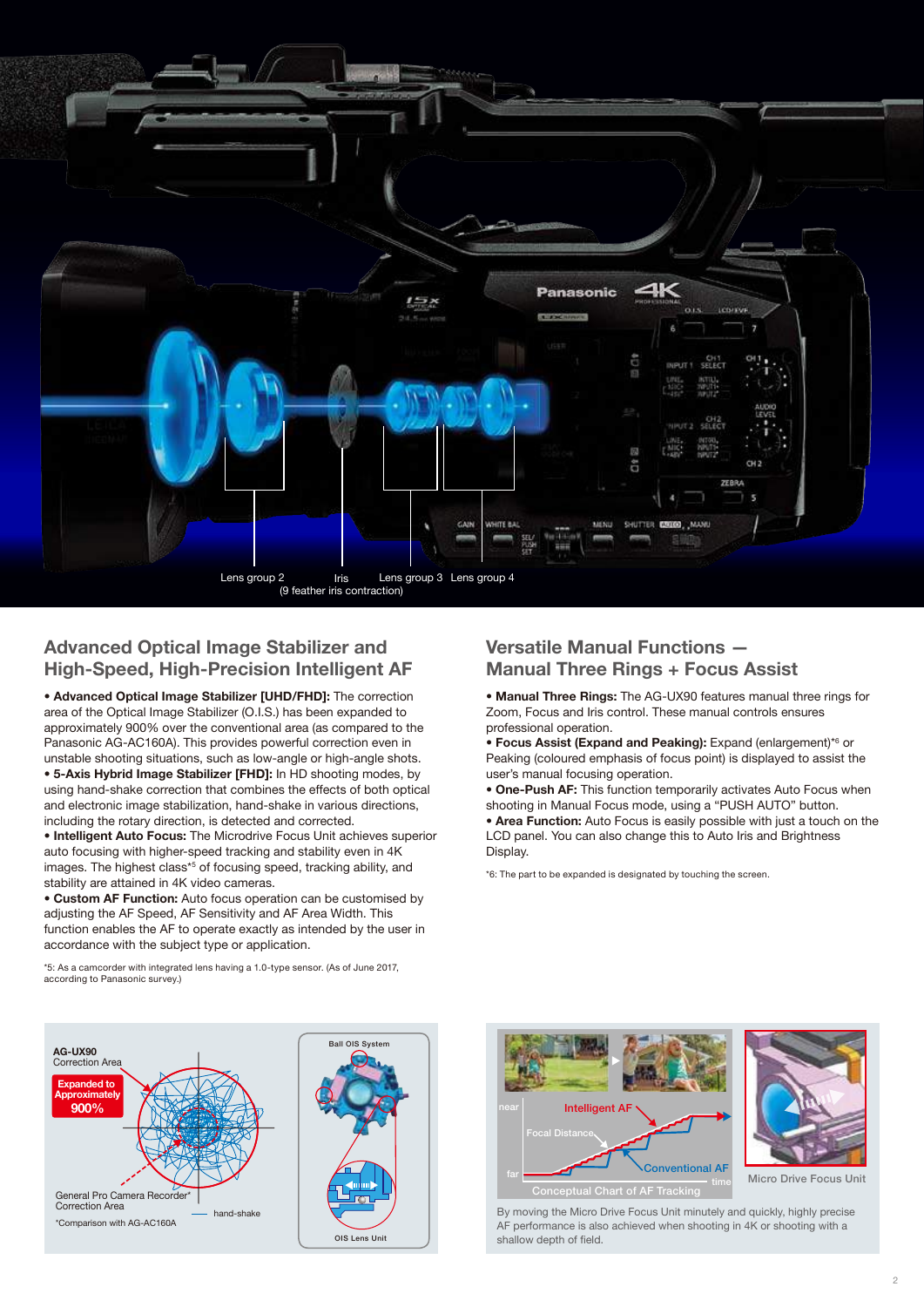Lens group 2 Iris (9 feather iris contraction) Lens group 3 Lens group 4

## Advanced Optical Image Stabilizer and High-Speed, High-Precision Intelligent AF

- **Advanced Optical Image Stabilizer [UHD/FHD]:** The correction area of the Optical Image Stabilizer (O.I.S.) has been expanded to approximately 900% over the conventional area (as compared to the Panasonic AG-AC160A). This provides powerful correction even in unstable shooting situations, such as low-angle or high-angle shots.
- **5-Axis Hybrid Image Stabilizer [FHD]:** In HD shooting modes, by using hand-shake correction that combines the effects of both optical and electronic image stabilization, hand-shake in various directions, including the rotary direction, is detected and corrected.
- **Intelligent Auto Focus:** The Microdrive Focus Unit achieves superior auto focusing with higher-speed tracking and stability even in 4K images. The highest class*[5] of focusing speed, tracking ability, and stability are attained in 4K video cameras.
- **Custom AF Function:** Auto focus operation can be customised by adjusting the AF Speed, AF Sensitivity and AF Area Width. This function enables the AF to operate exactly as intended by the user in accordance with the subject type or application.

*5: As a camcorder with integrated lens having a 1.0-type sensor. (As of June 2017, according to Panasonic survey.)

## Versatile Manual Functions — Manual Three Rings + Focus Assist

- **Manual Three Rings:** The AG-UX90 features manual three rings for Zoom, Focus and Iris control. These manual controls ensures professional operation.
- **Focus Assist (Expand and Peaking):** Expand (enlargement)*[6] or Peaking (coloured emphasis of focus point) is displayed to assist the user's manual focusing operation.
- **One-Push AF:** This function temporarily activates Auto Focus when shooting in Manual Focus mode, using a "PUSH AUTO" button.
- **Area Function:** Auto Focus is easily possible with just a touch on the LCD panel. You can also change this to Auto Iris and Brightness Display.

*6: The part to be expanded is designated by touching the screen.

AG-UX90 Correction Area

Expanded to Approximately 900%

General Pro Camera Recorder* Correction Area

— hand-shake

*Comparison with AG-AC160A

Ball OIS System

OIS Lens Unit

near

Intelligent AF

Focal Distance

far

Conventional AF

time

Conceptual Chart of AF Tracking

Micro Drive Focus Unit

By moving the Micro Drive Focus Unit minutely and quickly, highly precise AF performance is also achieved when shooting in 4K or shooting with a shallow depth of field.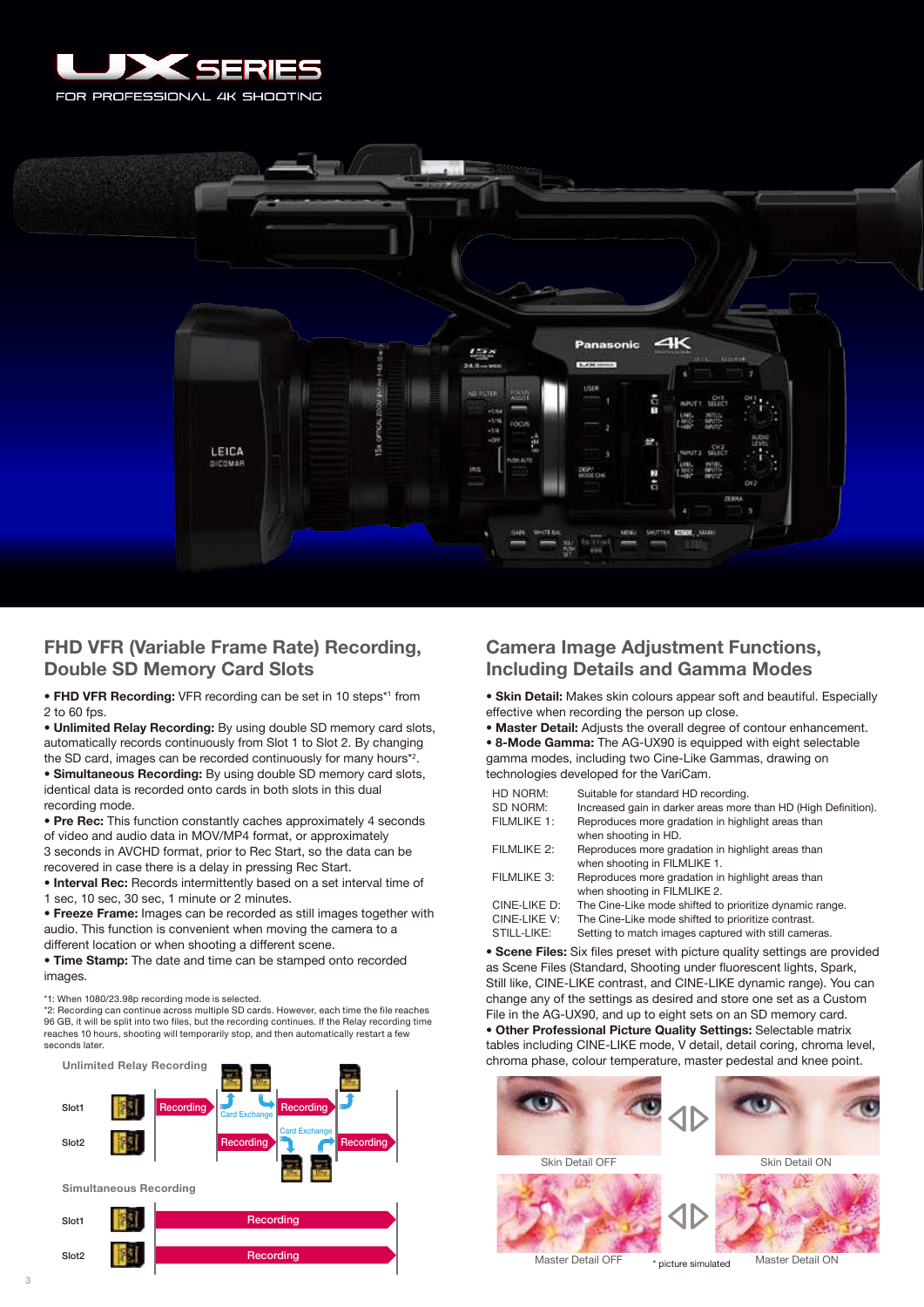# UX SERIES

FOR PROFESSIONAL 4K SHOOTING

## FHD VFR (Variable Frame Rate) Recording, Double SD Memory Card Slots

- **FHD VFR Recording:** VFR recording can be set in 10 steps*[1] from 2 to 60 fps.
- **Unlimited Relay Recording:** By using double SD memory card slots, automatically records continuously from Slot 1 to Slot 2. By changing the SD card, images can be recorded continuously for many hours*[2].
- **Simultaneous Recording:** By using double SD memory card slots, identical data is recorded onto cards in both slots in this dual recording mode.
- **Pre Rec:** This function constantly caches approximately 4 seconds of video and audio data in MOV/MP4 format, or approximately 3 seconds in AVCHD format, prior to Rec Start, so the data can be recovered in case there is a delay in pressing Rec Start.
- **Interval Rec:** Records intermittently based on a set interval time of 1 sec, 10 sec, 30 sec, 1 minute or 2 minutes.
- **Freeze Frame:** Images can be recorded as still images together with audio. This function is convenient when moving the camera to a different location or when shooting a different scene.
- **Time Stamp:** The date and time can be stamped onto recorded images.

*1: When 1080/23.98p recording mode is selected.
*2: Recording can continue across multiple SD cards. However, each time the file reaches 96 GB, it will be split into two files, but the recording continues. If the Relay recording time reaches 10 hours, shooting will temporarily stop, and then automatically restart a few seconds later.

Unlimited Relay Recording

Slot1: Recording → Card Exchange → Recording

Slot2: Recording → Card Exchange → Recording

Simultaneous Recording

Slot1: Recording

Slot2: Recording

## Camera Image Adjustment Functions, Including Details and Gamma Modes

- **Skin Detail:** Makes skin colours appear soft and beautiful. Especially effective when recording the person up close.
- **Master Detail:** Adjusts the overall degree of contour enhancement.
- **8-Mode Gamma:** The AG-UX90 is equipped with eight selectable gamma modes, including two Cine-Like Gammas, drawing on technologies developed for the VariCam.

| | |
|---|---|
| HD NORM: | Suitable for standard HD recording. |
| SD NORM: | Increased gain in darker areas more than HD (High Definition). |
| FILMLIKE 1: | Reproduces more gradation in highlight areas than when shooting in HD. |
| FILMLIKE 2: | Reproduces more gradation in highlight areas than when shooting in FILMLIKE 1. |
| FILMLIKE 3: | Reproduces more gradation in highlight areas than when shooting in FILMLIKE 2. |
| CINE-LIKE D: | The Cine-Like mode shifted to prioritize dynamic range. |
| CINE-LIKE V: | The Cine-Like mode shifted to prioritize contrast. |
| STILL-LIKE: | Setting to match images captured with still cameras. |

- **Scene Files:** Six files preset with picture quality settings are provided as Scene Files (Standard, Shooting under fluorescent lights, Spark, Still like, CINE-LIKE contrast, and CINE-LIKE dynamic range). You can change any of the settings as desired and store one set as a Custom File in the AG-UX90, and up to eight sets on an SD memory card.
- **Other Professional Picture Quality Settings:** Selectable matrix tables including CINE-LIKE mode, V detail, detail coring, chroma level, chroma phase, colour temperature, master pedestal and knee point.

Skin Detail OFF　Skin Detail ON

Master Detail OFF　Master Detail ON

* picture simulated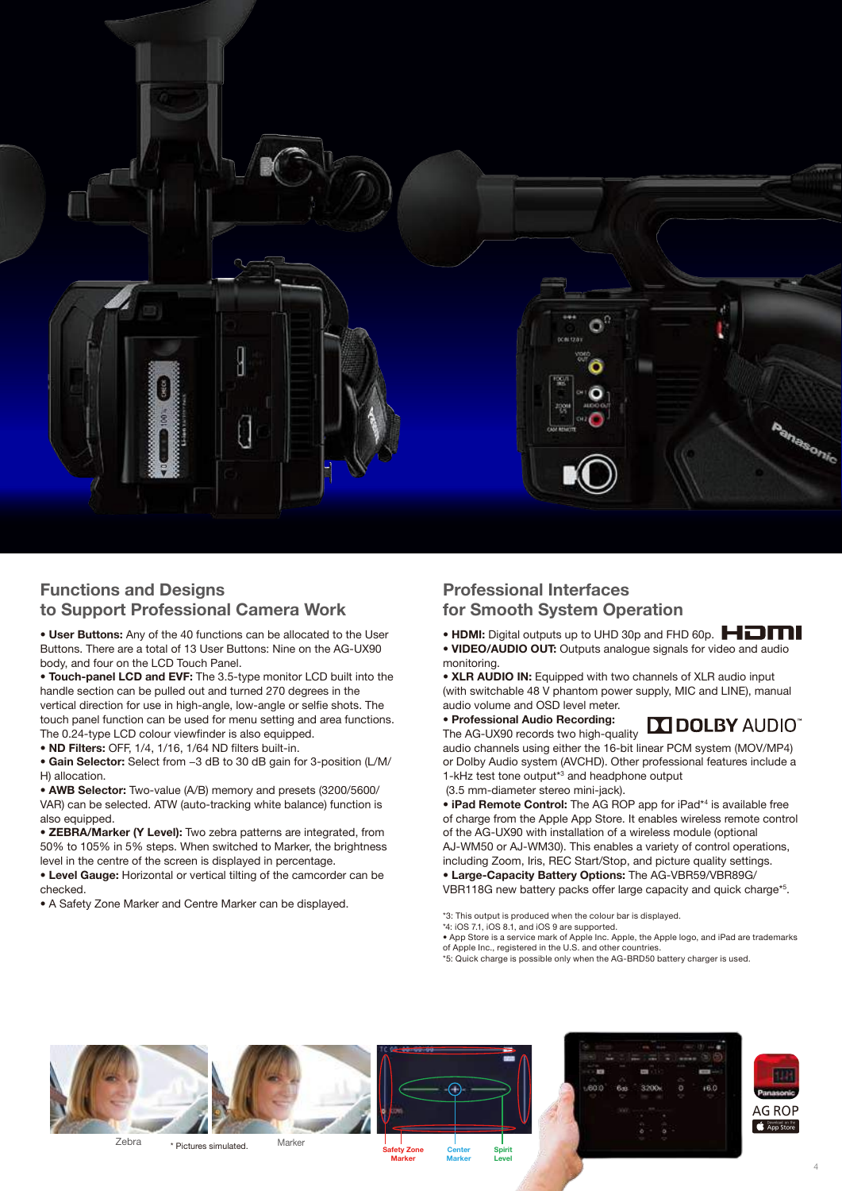## Functions and Designs to Support Professional Camera Work

- **User Buttons:** Any of the 40 functions can be allocated to the User Buttons. There are a total of 13 User Buttons: Nine on the AG-UX90 body, and four on the LCD Touch Panel.
- **Touch-panel LCD and EVF:** The 3.5-type monitor LCD built into the handle section can be pulled out and turned 270 degrees in the vertical direction for use in high-angle, low-angle or selfie shots. The touch panel function can be used for menu setting and area functions. The 0.24-type LCD colour viewfinder is also equipped.
- **ND Filters:** OFF, 1/4, 1/16, 1/64 ND filters built-in.
- **Gain Selector:** Select from –3 dB to 30 dB gain for 3-position (L/M/H) allocation.
- **AWB Selector:** Two-value (A/B) memory and presets (3200/5600/VAR) can be selected. ATW (auto-tracking white balance) function is also equipped.
- **ZEBRA/Marker (Y Level):** Two zebra patterns are integrated, from 50% to 105% in 5% steps. When switched to Marker, the brightness level in the centre of the screen is displayed in percentage.
- **Level Gauge:** Horizontal or vertical tilting of the camcorder can be checked.
- A Safety Zone Marker and Centre Marker can be displayed.

## Professional Interfaces for Smooth System Operation

- **HDMI:** Digital outputs up to UHD 30p and FHD 60p.
- **VIDEO/AUDIO OUT:** Outputs analogue signals for video and audio monitoring.
- **XLR AUDIO IN:** Equipped with two channels of XLR audio input (with switchable 48 V phantom power supply, MIC and LINE), manual audio volume and OSD level meter.
- **Professional Audio Recording:** The AG-UX90 records two high-quality audio channels using either the 16-bit linear PCM system (MOV/MP4) or Dolby Audio system (AVCHD). Other professional features include a 1-kHz test tone output*3 and headphone output (3.5 mm-diameter stereo mini-jack).
- **iPad Remote Control:** The AG ROP app for iPad*4 is available free of charge from the Apple App Store. It enables wireless remote control of the AG-UX90 with installation of a wireless module (optional AJ-WM50 or AJ-WM30). This enables a variety of control operations, including Zoom, Iris, REC Start/Stop, and picture quality settings.
- **Large-Capacity Battery Options:** The AG-VBR59/VBR89G/VBR118G new battery packs offer large capacity and quick charge*5.

*3: This output is produced when the colour bar is displayed.
*4: iOS 7.1, iOS 8.1, and iOS 9 are supported.
• App Store is a service mark of Apple Inc. Apple, the Apple logo, and iPad are trademarks of Apple Inc., registered in the U.S. and other countries.
*5: Quick charge is possible only when the AG-BRD50 battery charger is used.

Zebra　　* Pictures simulated.　　Marker

Safety Zone Marker　　Center Marker　　Spirit Level

AG ROP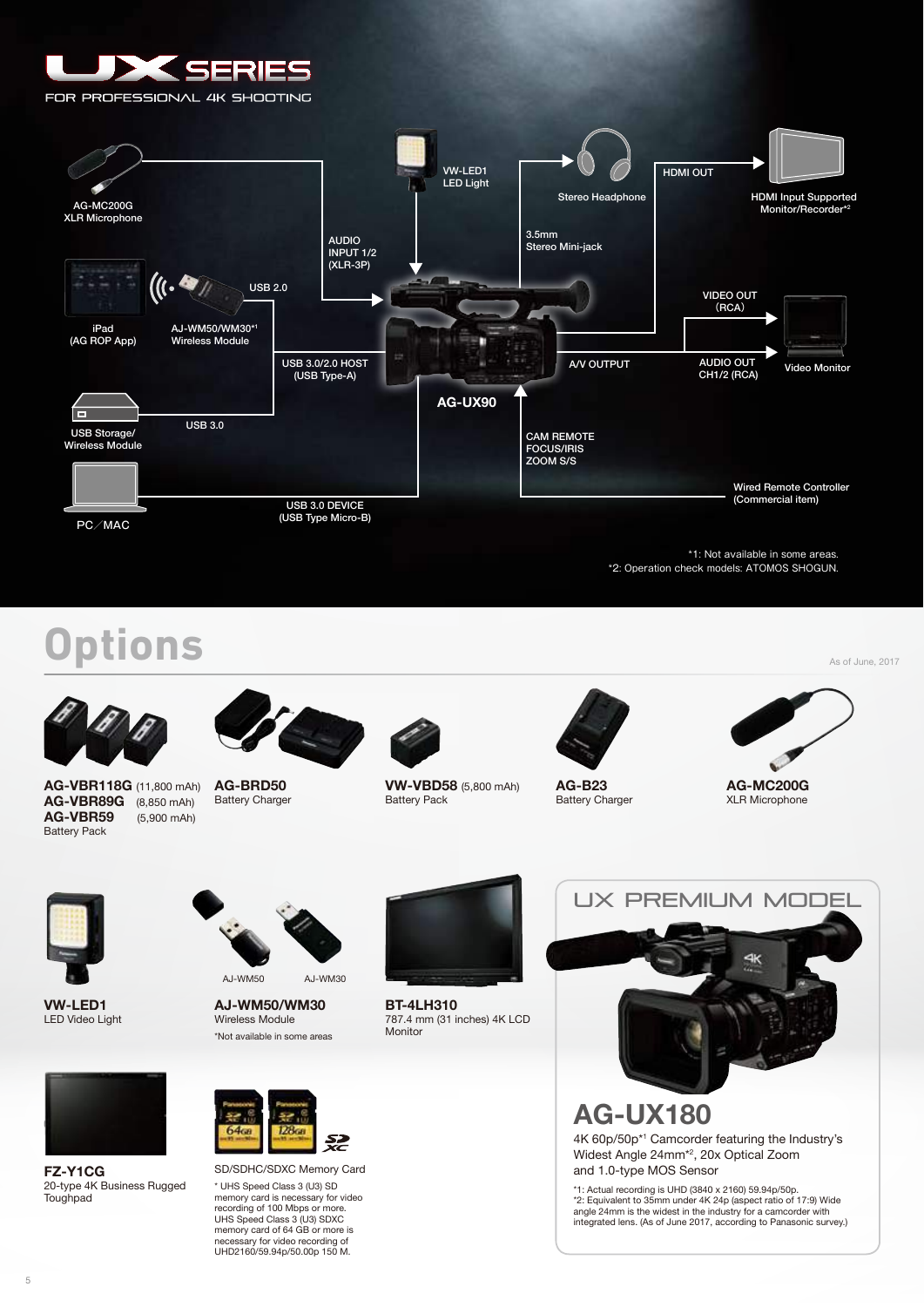# UX SERIES

FOR PROFESSIONAL 4K SHOOTING

AG-MC200G
XLR Microphone

AUDIO INPUT 1/2 (XLR-3P)

VW-LED1
LED Light

Stereo Headphone

3.5mm
Stereo Mini-jack

HDMI OUT

HDMI Input Supported Monitor/Recorder*2

iPad
(AG ROP App)

AJ-WM50/WM30*1
Wireless Module

USB 2.0

USB 3.0/2.0 HOST
(USB Type-A)

VIDEO OUT (RCA)

A/V OUTPUT

AUDIO OUT CH1/2 (RCA)

Video Monitor

AG-UX90

USB Storage/
Wireless Module

USB 3.0

CAM REMOTE
FOCUS/IRIS
ZOOM S/S

Wired Remote Controller
(Commercial item)

PC／MAC

USB 3.0 DEVICE
(USB Type Micro-B)

*1: Not available in some areas.
*2: Operation check models: ATOMOS SHOGUN.

# Options

As of June, 2017

**AG-VBR118G** (11,800 mAh)
**AG-VBR89G** (8,850 mAh)
**AG-VBR59** (5,900 mAh)
Battery Pack

**AG-BRD50**
Battery Charger

**VW-VBD58** (5,800 mAh)
Battery Pack

**AG-B23**
Battery Charger

**AG-MC200G**
XLR Microphone

**VW-LED1**
LED Video Light

AJ-WM50 AJ-WM30

**AJ-WM50/WM30**
Wireless Module
*Not available in some areas

**BT-4LH310**
787.4 mm (31 inches) 4K LCD Monitor

**FZ-Y1CG**
20-type 4K Business Rugged Toughpad

SD/SDHC/SDXC Memory Card

* UHS Speed Class 3 (U3) SD memory card is necessary for video recording of 100 Mbps or more. UHS Speed Class 3 (U3) SDXC memory card of 64 GB or more is necessary for video recording of UHD2160/59.94p/50.00p 150 M.

## UX PREMIUM MODEL

## AG-UX180

4K 60p/50p*1 Camcorder featuring the Industry's Widest Angle 24mm*2, 20x Optical Zoom and 1.0-type MOS Sensor

*1: Actual recording is UHD (3840 x 2160) 59.94p/50p.
*2: Equivalent to 35mm under 4K 24p (aspect ratio of 17:9) Wide angle 24mm is the widest in the industry for a camcorder with integrated lens. (As of June 2017, according to Panasonic survey.)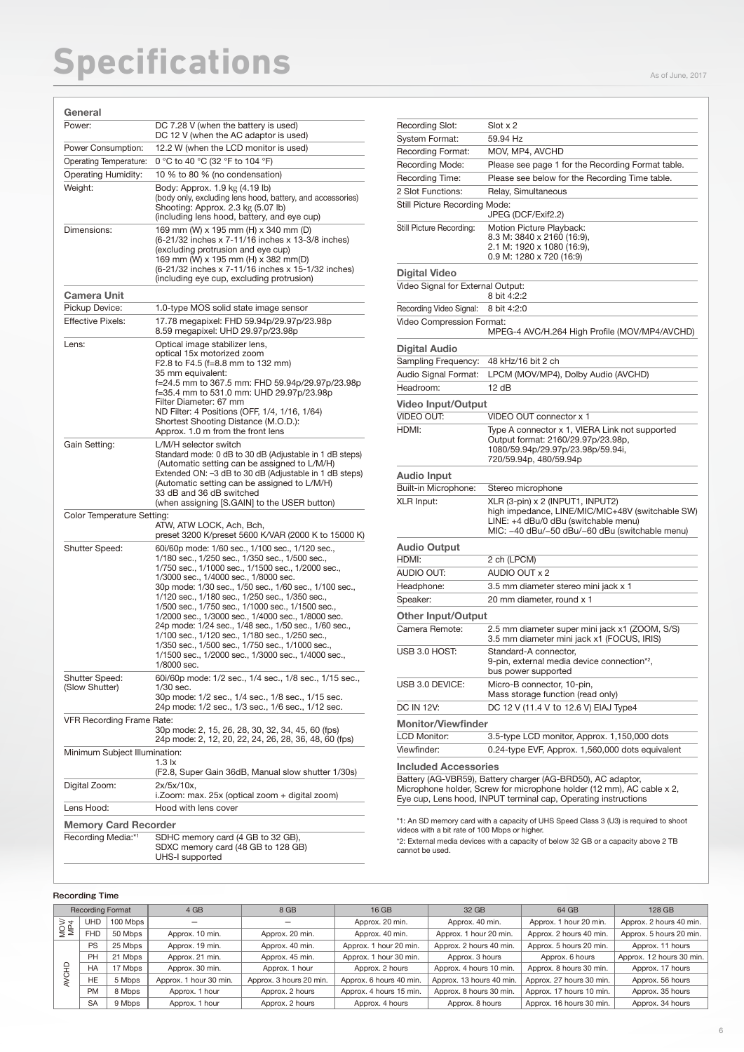# Specifications

As of June, 2017

### General

| | |
|---|---|
| Power: | DC 7.28 V (when the battery is used)<br>DC 12 V (when the AC adaptor is used) |
| Power Consumption: | 12.2 W (when the LCD monitor is used) |
| Operating Temperature: | 0 °C to 40 °C (32 °F to 104 °F) |
| Operating Humidity: | 10 % to 80 % (no condensation) |
| Weight: | Body: Approx. 1.9 kg (4.19 lb)<br>(body only, excluding lens hood, battery, and accessories)<br>Shooting: Approx. 2.3 kg (5.07 lb)<br>(including lens hood, battery, and eye cup) |
| Dimensions: | 169 mm (W) x 195 mm (H) x 340 mm (D)<br>(6-21/32 inches x 7-11/16 inches x 13-3/8 inches)<br>(excluding protrusion and eye cup)<br>169 mm (W) x 195 mm (H) x 382 mm(D)<br>(6-21/32 inches x 7-11/16 inches x 15-1/32 inches)<br>(including eye cup, excluding protrusion) |

### Camera Unit

| | |
|---|---|
| Pickup Device: | 1.0-type MOS solid state image sensor |
| Effective Pixels: | 17.78 megapixel: FHD 59.94p/29.97p/23.98p<br>8.59 megapixel: UHD 29.97p/23.98p |
| Lens: | Optical image stabilizer lens,<br>optical 15x motorized zoom<br>F2.8 to F4.5 (f=8.8 mm to 132 mm)<br>35 mm equivalent:<br>f=24.5 mm to 367.5 mm: FHD 59.94p/29.97p/23.98p<br>f=35.4 mm to 531.0 mm: UHD 29.97p/23.98p<br>Filter Diameter: 67 mm<br>ND Filter: 4 Positions (OFF, 1/4, 1/16, 1/64)<br>Shortest Shooting Distance (M.O.D.):<br>Approx. 1.0 m from the front lens |
| Gain Setting: | L/M/H selector switch<br>Standard mode: 0 dB to 30 dB (Adjustable in 1 dB steps)<br>(Automatic setting can be assigned to L/M/H)<br>Extended ON: –3 dB to 30 dB (Adjustable in 1 dB steps)<br>(Automatic setting can be assigned to L/M/H)<br>33 dB and 36 dB switched<br>(when assigning [S.GAIN] to the USER button) |
| Color Temperature Setting: | ATW, ATW LOCK, Ach, Bch,<br>preset 3200 K/preset 5600 K/VAR (2000 K to 15000 K) |
| Shutter Speed: | 60i/60p mode: 1/60 sec., 1/100 sec., 1/120 sec., 1/180 sec., 1/250 sec., 1/350 sec., 1/500 sec., 1/750 sec., 1/1000 sec., 1/1500 sec., 1/2000 sec., 1/3000 sec., 1/4000 sec., 1/8000 sec.<br>30p mode: 1/30 sec., 1/50 sec., 1/60 sec., 1/100 sec., 1/120 sec., 1/180 sec., 1/250 sec., 1/350 sec., 1/500 sec., 1/750 sec., 1/1000 sec., 1/1500 sec., 1/2000 sec., 1/3000 sec., 1/4000 sec., 1/8000 sec.<br>24p mode: 1/24 sec., 1/48 sec., 1/50 sec., 1/60 sec., 1/100 sec., 1/120 sec., 1/180 sec., 1/250 sec., 1/350 sec., 1/500 sec., 1/750 sec., 1/1000 sec., 1/1500 sec., 1/2000 sec., 1/3000 sec., 1/4000 sec., 1/8000 sec. |
| Shutter Speed: (Slow Shutter) | 60i/60p mode: 1/2 sec., 1/4 sec., 1/8 sec., 1/15 sec., 1/30 sec.<br>30p mode: 1/2 sec., 1/4 sec., 1/8 sec., 1/15 sec.<br>24p mode: 1/2 sec., 1/3 sec., 1/6 sec., 1/12 sec. |
| VFR Recording Frame Rate: | 30p mode: 2, 15, 26, 28, 30, 32, 34, 45, 60 (fps)<br>24p mode: 2, 12, 20, 22, 24, 26, 28, 36, 48, 60 (fps) |
| Minimum Subject Illumination: | 1.3 lx<br>(F2.8, Super Gain 36dB, Manual slow shutter 1/30s) |
| Digital Zoom: | 2x/5x/10x,<br>i.Zoom: max. 25x (optical zoom + digital zoom) |
| Lens Hood: | Hood with lens cover |

### Memory Card Recorder

| | |
|---|---|
| Recording Media:*1 | SDHC memory card (4 GB to 32 GB),<br>SDXC memory card (48 GB to 128 GB)<br>UHS-I supported |
| Recording Slot: | Slot x 2 |
| System Format: | 59.94 Hz |
| Recording Format: | MOV, MP4, AVCHD |
| Recording Mode: | Please see page 1 for the Recording Format table. |
| Recording Time: | Please see below for the Recording Time table. |
| 2 Slot Functions: | Relay, Simultaneous |
| Still Picture Recording Mode: | JPEG (DCF/Exif2.2) |
| Still Picture Recording: | Motion Picture Playback:<br>8.3 M: 3840 x 2160 (16:9),<br>2.1 M: 1920 x 1080 (16:9),<br>0.9 M: 1280 x 720 (16:9) |

### Digital Video

| | |
|---|---|
| Video Signal for External Output: | 8 bit 4:2:2 |
| Recording Video Signal: | 8 bit 4:2:0 |
| Video Compression Format: | MPEG-4 AVC/H.264 High Profile (MOV/MP4/AVCHD) |

### Digital Audio

| | |
|---|---|
| Sampling Frequency: | 48 kHz/16 bit 2 ch |
| Audio Signal Format: | LPCM (MOV/MP4), Dolby Audio (AVCHD) |
| Headroom: | 12 dB |

### Video Input/Output

| | |
|---|---|
| VIDEO OUT: | VIDEO OUT connector x 1 |
| HDMI: | Type A connector x 1, VIERA Link not supported<br>Output format: 2160/29.97p/23.98p,<br>1080/59.94p/29.97p/23.98p/59.94i,<br>720/59.94p, 480/59.94p |

### Audio Input

| | |
|---|---|
| Built-in Microphone: | Stereo microphone |
| XLR Input: | XLR (3-pin) x 2 (INPUT1, INPUT2)<br>high impedance, LINE/MIC/MIC+48V (switchable SW)<br>LINE: +4 dBu/0 dBu (switchable menu)<br>MIC: –40 dBu/–50 dBu/–60 dBu (switchable menu) |

### Audio Output

| | |
|---|---|
| HDMI: | 2 ch (LPCM) |
| AUDIO OUT: | AUDIO OUT x 2 |
| Headphone: | 3.5 mm diameter stereo mini jack x 1 |
| Speaker: | 20 mm diameter, round x 1 |

### Other Input/Output

| | |
|---|---|
| Camera Remote: | 2.5 mm diameter super mini jack x1 (ZOOM, S/S)<br>3.5 mm diameter mini jack x1 (FOCUS, IRIS) |
| USB 3.0 HOST: | Standard-A connector,<br>9-pin, external media device connection*2,<br>bus power supported |
| USB 3.0 DEVICE: | Micro-B connector, 10-pin,<br>Mass storage function (read only) |
| DC IN 12V: | DC 12 V (11.4 V to 12.6 V) EIAJ Type4 |

### Monitor/Viewfinder

| | |
|---|---|
| LCD Monitor: | 3.5-type LCD monitor, Approx. 1,150,000 dots |
| Viewfinder: | 0.24-type EVF, Approx. 1,560,000 dots equivalent |

### Included Accessories

Battery (AG-VBR59), Battery charger (AG-BRD50), AC adaptor, Microphone holder, Screw for microphone holder (12 mm), AC cable x 2, Eye cup, Lens hood, INPUT terminal cap, Operating instructions

*1: An SD memory card with a capacity of UHS Speed Class 3 (U3) is required to shoot videos with a bit rate of 100 Mbps or higher.

*2: External media devices with a capacity of below 32 GB or a capacity above 2 TB cannot be used.

### Recording Time

| Recording Format | | | 4 GB | 8 GB | 16 GB | 32 GB | 64 GB | 128 GB |
|---|---|---|---|---|---|---|---|---|
| MOV/MP4 | UHD | 100 Mbps | – | – | Approx. 20 min. | Approx. 40 min. | Approx. 1 hour 20 min. | Approx. 2 hours 40 min. |
| | FHD | 50 Mbps | Approx. 10 min. | Approx. 20 min. | Approx. 40 min. | Approx. 1 hour 20 min. | Approx. 2 hours 40 min. | Approx. 5 hours 20 min. |
| AVCHD | PS | 25 Mbps | Approx. 19 min. | Approx. 40 min. | Approx. 1 hour 20 min. | Approx. 2 hours 40 min. | Approx. 5 hours 20 min. | Approx. 11 hours |
| | PH | 21 Mbps | Approx. 21 min. | Approx. 45 min. | Approx. 1 hour 30 min. | Approx. 3 hours | Approx. 6 hours | Approx. 12 hours 30 min. |
| | HA | 17 Mbps | Approx. 30 min. | Approx. 1 hour | Approx. 2 hours | Approx. 4 hours 10 min. | Approx. 8 hours 30 min. | Approx. 17 hours |
| | HE | 5 Mbps | Approx. 1 hour 30 min. | Approx. 3 hours 20 min. | Approx. 6 hours 40 min. | Approx. 13 hours 40 min. | Approx. 27 hours 30 min. | Approx. 56 hours |
| | PM | 8 Mbps | Approx. 1 hour | Approx. 2 hours | Approx. 4 hours 15 min. | Approx. 8 hours 30 min. | Approx. 17 hours 10 min. | Approx. 35 hours |
| | SA | 9 Mbps | Approx. 1 hour | Approx. 2 hours | Approx. 4 hours | Approx. 8 hours | Approx. 16 hours 30 min. | Approx. 34 hours |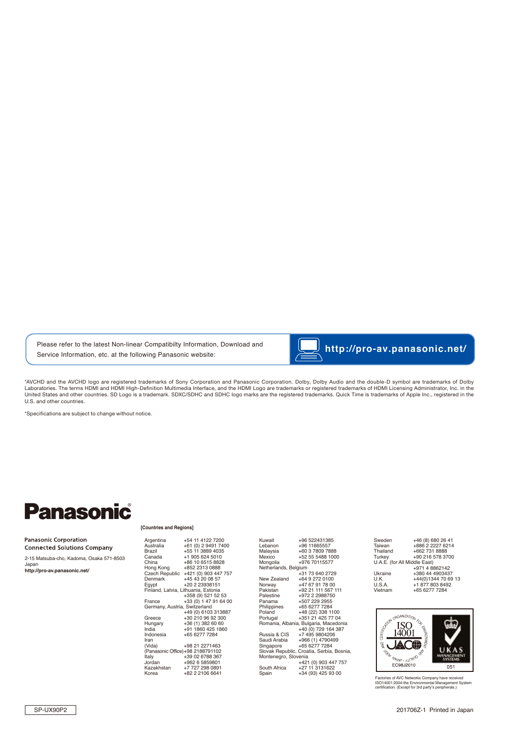Please refer to the latest Non-linear Compatibilty Information, Download and Service Information, etc. at the following Panasonic website:

**http://pro-av.panasonic.net/**

*AVCHD and the AVCHD logo are registered trademarks of Sony Corporation and Panasonic Corporation. Dolby, Dolby Audio and the double-D symbol are trademarks of Dolby Laboratories. The terms HDMI and HDMI High-Definition Multimedia Interface, and the HDMI Logo are trademarks or registered trademarks of HDMI Licensing Administrator, Inc. in the United States and other countries. SD Logo is a trademark. SDXC/SDHC and SDHC logo marks are the registered trademarks. Quick Time is trademarks of Apple Inc., registered in the U.S. and other countries.

*Specifications are subject to change without notice.

# Panasonic

**Panasonic Corporation**
**Connected Solutions Company**

2-15 Matsuba-cho, Kadoma, Osaka 571-8503
Japan
**http://pro-av.panasonic.net/**

**[Countries and Regions]**

| | |
|---|---|
| Argentina | +54 11 4122 7200 |
| Australia | +61 (0) 2 9491 7400 |
| Brazil | +55 11 3889 4035 |
| Canada | +1 905 624 5010 |
| China | +86 10 6515 8828 |
| Hong Kong | +852 2313 0888 |
| Czech Republic | +421 (0) 903 447 757 |
| Denmark | +45 43 20 08 57 |
| Egypt | +20 2 23938151 |
| Finland, Latvia, Lithuania, Estonia | +358 (9) 521 52 53 |
| France | +33 (0) 1 47 91 64 00 |
| Germany, Austria, Switzerland | +49 (0) 6103 313887 |
| Greece | +30 210 96 92 300 |
| Hungary | +36 (1) 382 60 60 |
| India | +91 1860 425 1860 |
| Indonesia | +65 6277 7284 |
| Iran (Vida) | +98 21 2271463 |
| Iran (Panasonic Office) | +98 2188791102 |
| Italy | +39 02 6788 367 |
| Jordan | +962 6 5859801 |
| Kazakhstan | +7 727 298 0891 |
| Korea | +82 2 2106 6641 |
| Kuwait | +96 522431385 |
| Lebanon | +96 11665557 |
| Malaysia | +60 3 7809 7888 |
| Mexico | +52 55 5488 1000 |
| Mongolia | +976 70115577 |
| Netherlands, Belgium | +31 73 640 2729 |
| New Zealand | +64 9 272 0100 |
| Norway | +47 67 91 78 00 |
| Pakistan | +92 21 111 567 111 |
| Palestine | +972 2 2988750 |
| Panama | +507 229 2955 |
| Philippines | +65 6277 7284 |
| Poland | +48 (22) 338 1100 |
| Portugal | +351 21 425 77 04 |
| Romania, Albania, Bulgaria, Macedonia | +40 (0) 729 164 387 |
| Russia & CIS | +7 495 9804206 |
| Saudi Arabia | +966 (1) 4790499 |
| Singapore | +65 6277 7284 |
| Slovak Republic, Croatia, Serbia, Bosnia, Montenegro, Slovenia | +421 (0) 903 447 757 |
| South Africa | +27 11 3131622 |
| Spain | +34 (93) 425 93 00 |
| Sweden | +46 (8) 680 26 41 |
| Taiwan | +886 2 2227 6214 |
| Thailand | +662 731 8888 |
| Turkey | +90 216 578 3700 |
| U.A.E. (for All Middle East) | +971 4 8862142 |
| Ukraine | +380 44 4903437 |
| U.K. | +44(0)1344 70 69 13 |
| U.S.A. | +1 877 803 8492 |
| Vietnam | +65 6277 7284 |

ISO 14001 JACO EC98J2010
UKAS MANAGEMENT SYSTEMS 051

Factories of AVC Networks Company have received ISO14001:2004-the Environmental Management System certification. (Except for 3rd party's peripherals.)

SP-UX90P2

201706Z-1 Printed in Japan